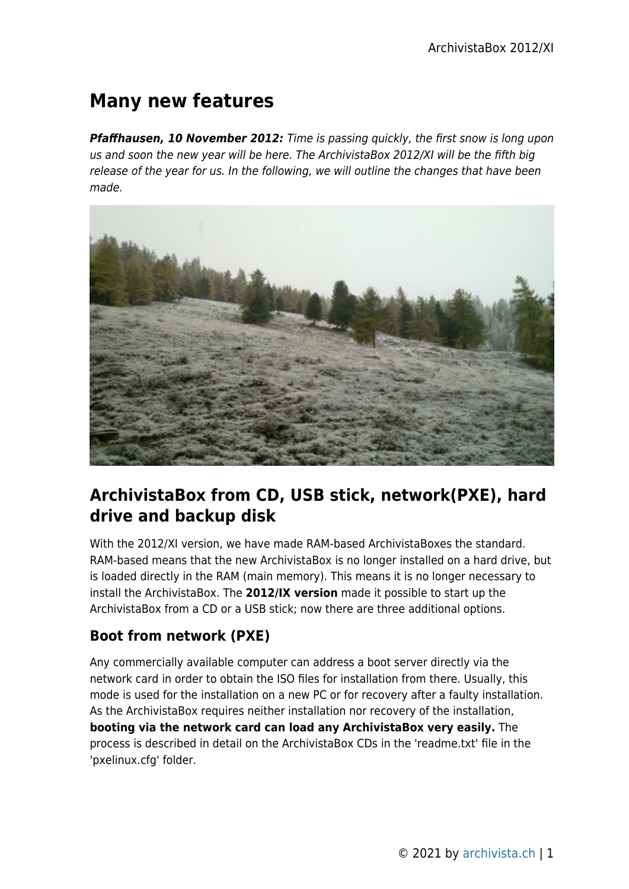# Many new features

***Pfaffhausen, 10 November 2012:*** *Time is passing quickly, the first snow is long upon us and soon the new year will be here. The ArchivistaBox 2012/XI will be the fifth big release of the year for us. In the following, we will outline the changes that have been made.*

## ArchivistaBox from CD, USB stick, network(PXE), hard drive and backup disk

With the 2012/XI version, we have made RAM-based ArchivistaBoxes the standard. RAM-based means that the new ArchivistaBox is no longer installed on a hard drive, but is loaded directly in the RAM (main memory). This means it is no longer necessary to install the ArchivistaBox. The **2012/IX version** made it possible to start up the ArchivistaBox from a CD or a USB stick; now there are three additional options.

### Boot from network (PXE)

Any commercially available computer can address a boot server directly via the network card in order to obtain the ISO files for installation from there. Usually, this mode is used for the installation on a new PC or for recovery after a faulty installation. As the ArchivistaBox requires neither installation nor recovery of the installation, **booting via the network card can load any ArchivistaBox very easily.** The process is described in detail on the ArchivistaBox CDs in the 'readme.txt' file in the 'pxelinux.cfg' folder.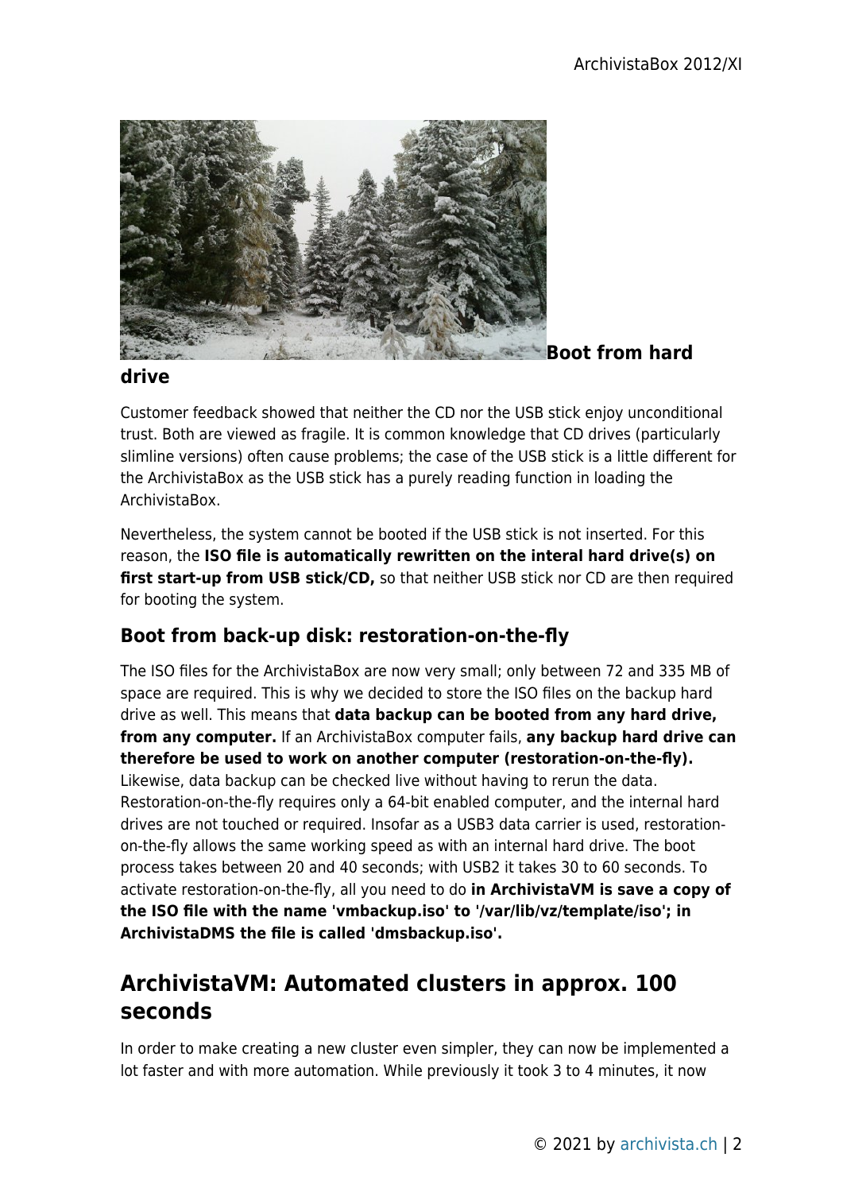### Boot from hard drive

Customer feedback showed that neither the CD nor the USB stick enjoy unconditional trust. Both are viewed as fragile. It is common knowledge that CD drives (particularly slimline versions) often cause problems; the case of the USB stick is a little different for the ArchivistaBox as the USB stick has a purely reading function in loading the ArchivistaBox.

Nevertheless, the system cannot be booted if the USB stick is not inserted. For this reason, the **ISO file is automatically rewritten on the interal hard drive(s) on first start-up from USB stick/CD,** so that neither USB stick nor CD are then required for booting the system.

### Boot from back-up disk: restoration-on-the-fly

The ISO files for the ArchivistaBox are now very small; only between 72 and 335 MB of space are required. This is why we decided to store the ISO files on the backup hard drive as well. This means that **data backup can be booted from any hard drive, from any computer.** If an ArchivistaBox computer fails, **any backup hard drive can therefore be used to work on another computer (restoration-on-the-fly).** Likewise, data backup can be checked live without having to rerun the data. Restoration-on-the-fly requires only a 64-bit enabled computer, and the internal hard drives are not touched or required. Insofar as a USB3 data carrier is used, restoration-on-the-fly allows the same working speed as with an internal hard drive. The boot process takes between 20 and 40 seconds; with USB2 it takes 30 to 60 seconds. To activate restoration-on-the-fly, all you need to do **in ArchivistaVM is save a copy of the ISO file with the name 'vmbackup.iso' to '/var/lib/vz/template/iso'; in ArchivistaDMS the file is called 'dmsbackup.iso'.**

## ArchivistaVM: Automated clusters in approx. 100 seconds

In order to make creating a new cluster even simpler, they can now be implemented a lot faster and with more automation. While previously it took 3 to 4 minutes, it now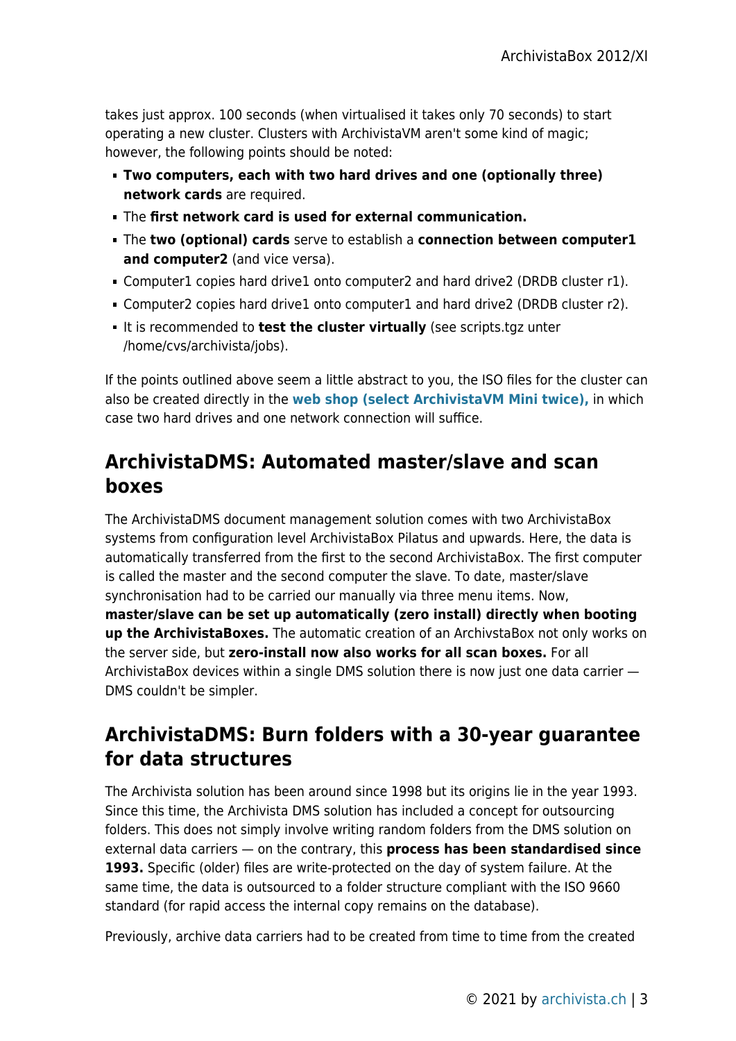takes just approx. 100 seconds (when virtualised it takes only 70 seconds) to start operating a new cluster. Clusters with ArchivistaVM aren't some kind of magic; however, the following points should be noted:

- **Two computers, each with two hard drives and one (optionally three) network cards** are required.
- The **first network card is used for external communication.**
- The **two (optional) cards** serve to establish a **connection between computer1 and computer2** (and vice versa).
- Computer1 copies hard drive1 onto computer2 and hard drive2 (DRDB cluster r1).
- Computer2 copies hard drive1 onto computer1 and hard drive2 (DRDB cluster r2).
- It is recommended to **test the cluster virtually** (see scripts.tgz unter /home/cvs/archivista/jobs).

If the points outlined above seem a little abstract to you, the ISO files for the cluster can also be created directly in the **web shop (select ArchivistaVM Mini twice),** in which case two hard drives and one network connection will suffice.

## ArchivistaDMS: Automated master/slave and scan boxes

The ArchivistaDMS document management solution comes with two ArchivistaBox systems from configuration level ArchivistaBox Pilatus and upwards. Here, the data is automatically transferred from the first to the second ArchivistaBox. The first computer is called the master and the second computer the slave. To date, master/slave synchronisation had to be carried our manually via three menu items. Now, **master/slave can be set up automatically (zero install) directly when booting up the ArchivistaBoxes.** The automatic creation of an ArchivstaBox not only works on the server side, but **zero-install now also works for all scan boxes.** For all ArchivistaBox devices within a single DMS solution there is now just one data carrier — DMS couldn't be simpler.

## ArchivistaDMS: Burn folders with a 30-year guarantee for data structures

The Archivista solution has been around since 1998 but its origins lie in the year 1993. Since this time, the Archivista DMS solution has included a concept for outsourcing folders. This does not simply involve writing random folders from the DMS solution on external data carriers — on the contrary, this **process has been standardised since 1993.** Specific (older) files are write-protected on the day of system failure. At the same time, the data is outsourced to a folder structure compliant with the ISO 9660 standard (for rapid access the internal copy remains on the database).

Previously, archive data carriers had to be created from time to time from the created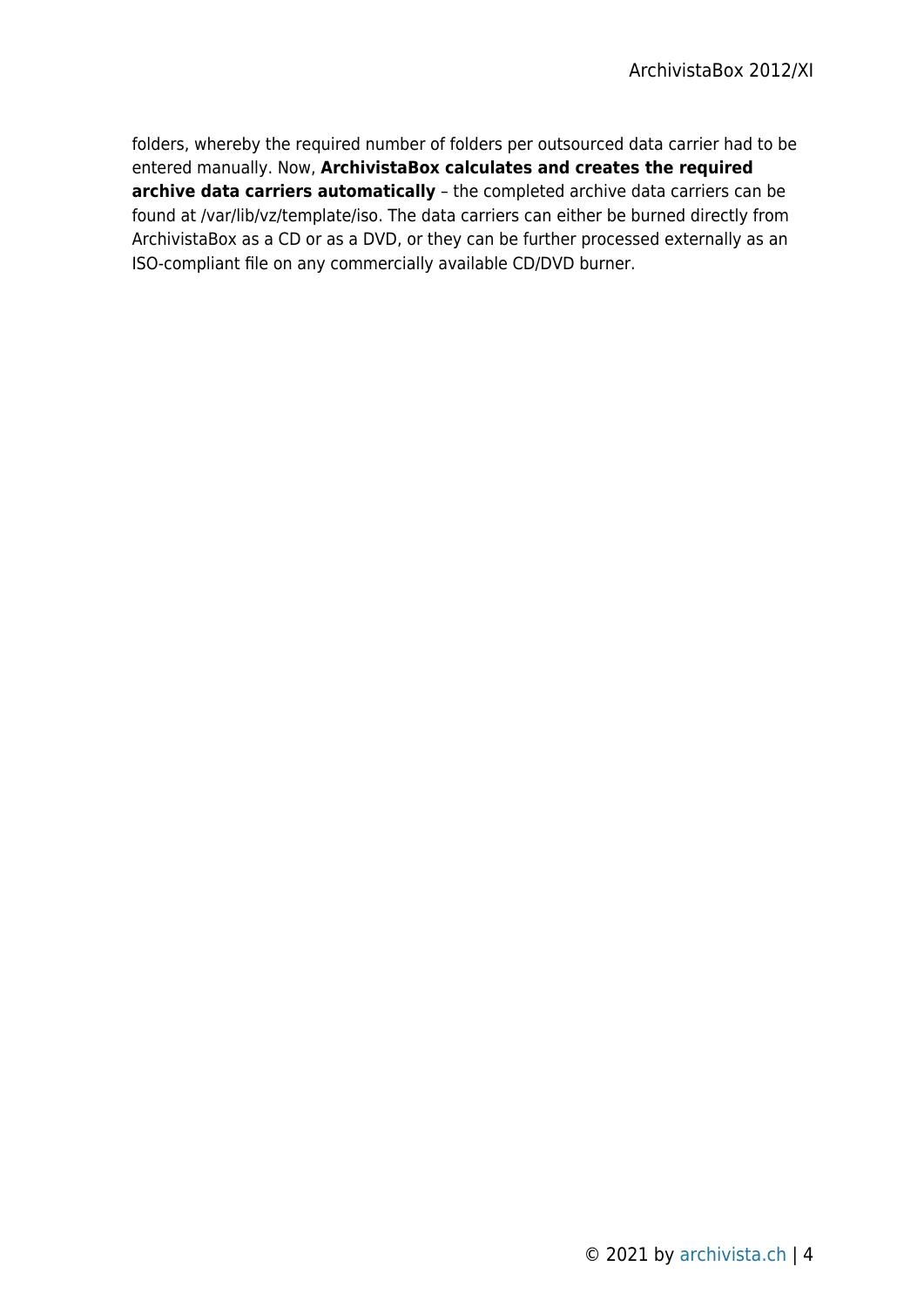folders, whereby the required number of folders per outsourced data carrier had to be entered manually. Now, **ArchivistaBox calculates and creates the required archive data carriers automatically** – the completed archive data carriers can be found at /var/lib/vz/template/iso. The data carriers can either be burned directly from ArchivistaBox as a CD or as a DVD, or they can be further processed externally as an ISO-compliant file on any commercially available CD/DVD burner.